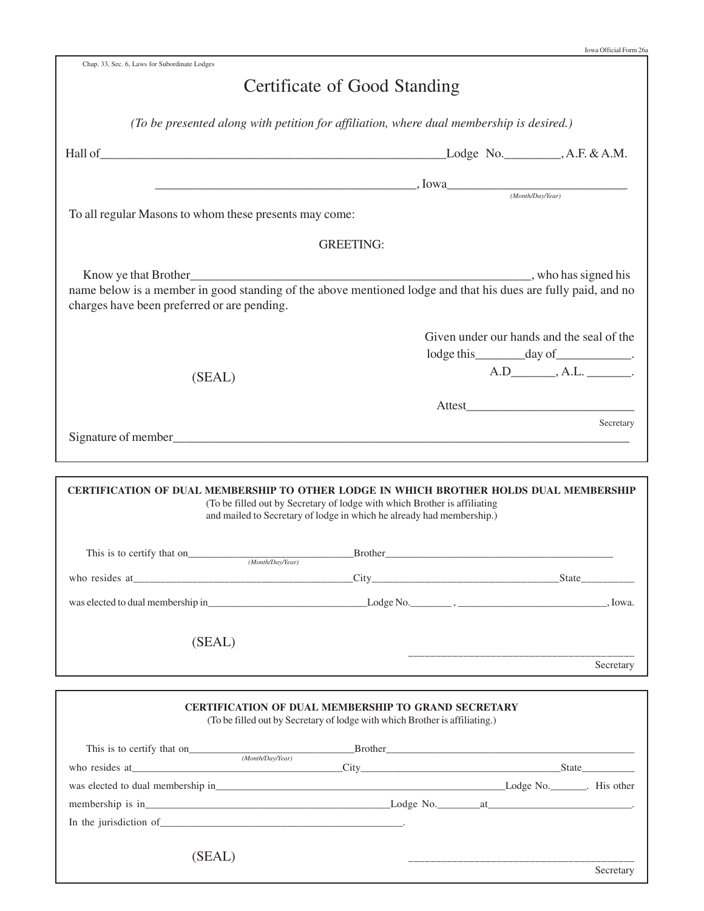Iowa Official Form 26a

Chap. 33, Sec. 6, Laws for Subordinate Lodges

# Certificate of Good Standing

*(To be presented along with petition for affiliation, where dual membership is desired.)*

Hall of_________________________________________________________Lodge No._________, A.F. & A.M.

___________________________________________, Iowa______________________________
*(Month/Day/Year)*

To all regular Masons to whom these presents may come:

GREETING:

Know ye that Brother_________________________________________________________, who has signed his name below is a member in good standing of the above mentioned lodge and that his dues are fully paid, and no charges have been preferred or are pending.

Given under our hands and the seal of the lodge this________day of____________.
A.D_______, A.L. _______.

(SEAL)

Attest___________________________
Secretary

Signature of member____________________________________________________________________________

---

**CERTIFICATION OF DUAL MEMBERSHIP TO OTHER LODGE IN WHICH BROTHER HOLDS DUAL MEMBERSHIP**

(To be filled out by Secretary of lodge with which Brother is affiliating and mailed to Secretary of lodge in which he already had membership.)

This is to certify that on________________________________Brother____________________________________________
*(Month/Day/Year)*

who resides at__________________________________________City____________________________________State__________

was elected to dual membership in______________________________Lodge No.________ , ____________________________, Iowa.

(SEAL)

________________________________________
Secretary

---

**CERTIFICATION OF DUAL MEMBERSHIP TO GRAND SECRETARY**

(To be filled out by Secretary of lodge with which Brother is affiliating.)

This is to certify that on________________________________Brother________________________________________________
*(Month/Day/Year)*

who resides at_________________________________________City_______________________________________State__________

was elected to dual membership in_________________________________________________________Lodge No._______. His other membership is in_______________________________________________Lodge No.________at__________________________.

In the jurisdiction of_______________________________________________.

(SEAL)

________________________________________
Secretary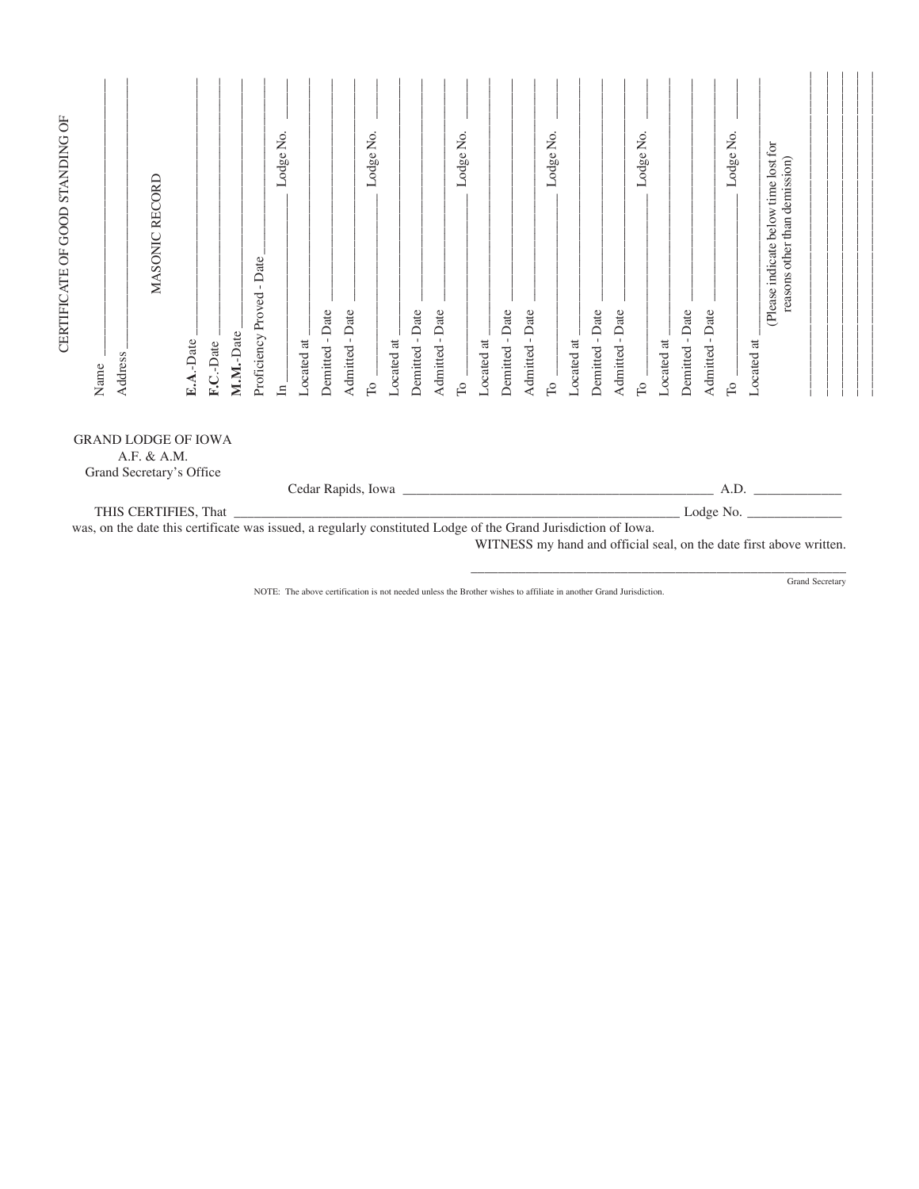CERTIFICATE OF GOOD STANDING OF

Name ____________________

Address ____________________

MASONIC RECORD

**E.A.**-Date ____________________

**F.C.**-Date ____________________

**M.M.**-Date ____________________

Proficiency Proved - Date ____________________

In ____________________ Lodge No. ______

Located at ____________________

Demitted - Date ____________________

Admitted - Date ____________________

To ____________________ Lodge No. ______

Located at ____________________

Demitted - Date ____________________

Admitted - Date ____________________

To ____________________ Lodge No. ______

Located at ____________________

Demitted - Date ____________________

Admitted - Date ____________________

To ____________________ Lodge No. ______

Located at ____________________

Demitted - Date ____________________

Admitted - Date ____________________

To ____________________ Lodge No. ______

Located at ____________________

Demitted - Date ____________________

Admitted - Date ____________________

To ____________________ Lodge No. ______

Located at ____________________

(Please indicate below time lost for reasons other than demission)

____________________

____________________

____________________

____________________

____________________

GRAND LODGE OF IOWA
A.F. & A.M.
Grand Secretary's Office

Cedar Rapids, Iowa ____________________ A.D. ____________

THIS CERTIFIES, That ____________________ Lodge No. ____________
was, on the date this certificate was issued, a regularly constituted Lodge of the Grand Jurisdiction of Iowa.

WITNESS my hand and official seal, on the date first above written.

____________________
Grand Secretary

NOTE: The above certification is not needed unless the Brother wishes to affiliate in another Grand Jurisdiction.